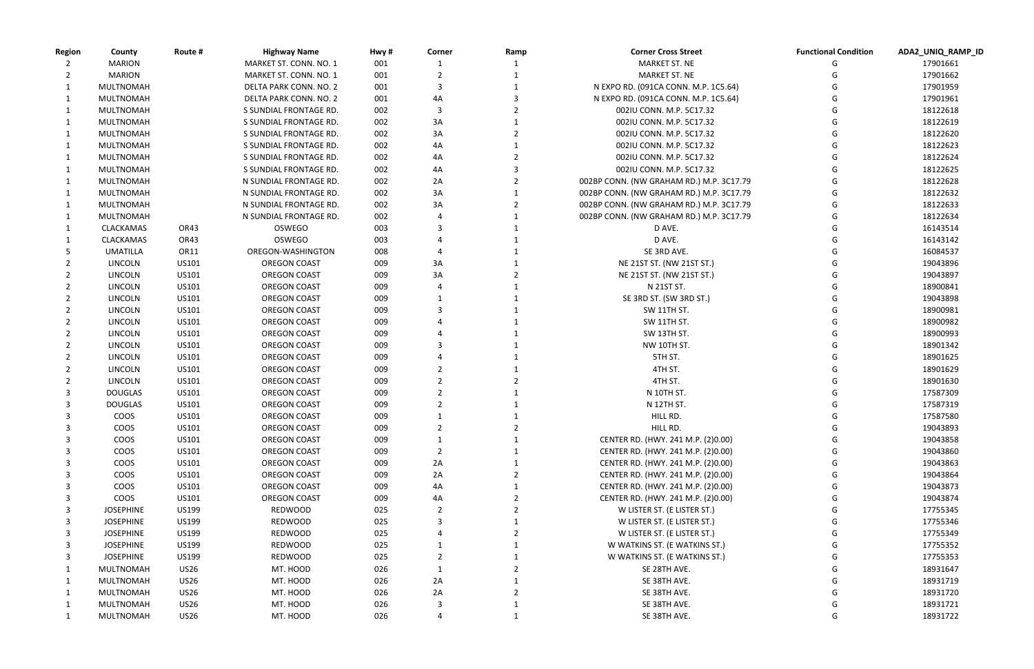| Region | County | Route # | Highway Name | Hwy # | Corner | Ramp | Corner Cross Street | Functional Condition | ADA2_UNIQ_RAMP_ID |
|---|---|---|---|---|---|---|---|---|---|
| 2 | MARION | | MARKET ST. CONN. NO. 1 | 001 | 1 | 1 | MARKET ST. NE | G | 17901661 |
| 2 | MARION | | MARKET ST. CONN. NO. 1 | 001 | 2 | 1 | MARKET ST. NE | G | 17901662 |
| 1 | MULTNOMAH | | DELTA PARK CONN. NO. 2 | 001 | 3 | 1 | N EXPO RD. (091CA CONN. M.P. 1C5.64) | G | 17901959 |
| 1 | MULTNOMAH | | DELTA PARK CONN. NO. 2 | 001 | 4A | 3 | N EXPO RD. (091CA CONN. M.P. 1C5.64) | G | 17901961 |
| 1 | MULTNOMAH | | S SUNDIAL FRONTAGE RD. | 002 | 3 | 2 | 002IU CONN. M.P. 5C17.32 | G | 18122618 |
| 1 | MULTNOMAH | | S SUNDIAL FRONTAGE RD. | 002 | 3A | 1 | 002IU CONN. M.P. 5C17.32 | G | 18122619 |
| 1 | MULTNOMAH | | S SUNDIAL FRONTAGE RD. | 002 | 3A | 2 | 002IU CONN. M.P. 5C17.32 | G | 18122620 |
| 1 | MULTNOMAH | | S SUNDIAL FRONTAGE RD. | 002 | 4A | 1 | 002IU CONN. M.P. 5C17.32 | G | 18122623 |
| 1 | MULTNOMAH | | S SUNDIAL FRONTAGE RD. | 002 | 4A | 2 | 002IU CONN. M.P. 5C17.32 | G | 18122624 |
| 1 | MULTNOMAH | | S SUNDIAL FRONTAGE RD. | 002 | 4A | 3 | 002IU CONN. M.P. 5C17.32 | G | 18122625 |
| 1 | MULTNOMAH | | N SUNDIAL FRONTAGE RD. | 002 | 2A | 2 | 002BP CONN. (NW GRAHAM RD.) M.P. 3C17.79 | G | 18122628 |
| 1 | MULTNOMAH | | N SUNDIAL FRONTAGE RD. | 002 | 3A | 1 | 002BP CONN. (NW GRAHAM RD.) M.P. 3C17.79 | G | 18122632 |
| 1 | MULTNOMAH | | N SUNDIAL FRONTAGE RD. | 002 | 3A | 2 | 002BP CONN. (NW GRAHAM RD.) M.P. 3C17.79 | G | 18122633 |
| 1 | MULTNOMAH | | N SUNDIAL FRONTAGE RD. | 002 | 4 | 1 | 002BP CONN. (NW GRAHAM RD.) M.P. 3C17.79 | G | 18122634 |
| 1 | CLACKAMAS | OR43 | OSWEGO | 003 | 3 | 1 | D AVE. | G | 16143514 |
| 1 | CLACKAMAS | OR43 | OSWEGO | 003 | 4 | 1 | D AVE. | G | 16143142 |
| 5 | UMATILLA | OR11 | OREGON-WASHINGTON | 008 | 4 | 1 | SE 3RD AVE. | G | 16084537 |
| 2 | LINCOLN | US101 | OREGON COAST | 009 | 3A | 1 | NE 21ST ST. (NW 21ST ST.) | G | 19043896 |
| 2 | LINCOLN | US101 | OREGON COAST | 009 | 3A | 2 | NE 21ST ST. (NW 21ST ST.) | G | 19043897 |
| 2 | LINCOLN | US101 | OREGON COAST | 009 | 4 | 1 | N 21ST ST. | G | 18900841 |
| 2 | LINCOLN | US101 | OREGON COAST | 009 | 1 | 1 | SE 3RD ST. (SW 3RD ST.) | G | 19043898 |
| 2 | LINCOLN | US101 | OREGON COAST | 009 | 3 | 1 | SW 11TH ST. | G | 18900981 |
| 2 | LINCOLN | US101 | OREGON COAST | 009 | 4 | 1 | SW 11TH ST. | G | 18900982 |
| 2 | LINCOLN | US101 | OREGON COAST | 009 | 4 | 1 | SW 13TH ST. | G | 18900993 |
| 2 | LINCOLN | US101 | OREGON COAST | 009 | 3 | 1 | NW 10TH ST. | G | 18901342 |
| 2 | LINCOLN | US101 | OREGON COAST | 009 | 4 | 1 | 5TH ST. | G | 18901625 |
| 2 | LINCOLN | US101 | OREGON COAST | 009 | 2 | 1 | 4TH ST. | G | 18901629 |
| 2 | LINCOLN | US101 | OREGON COAST | 009 | 2 | 2 | 4TH ST. | G | 18901630 |
| 3 | DOUGLAS | US101 | OREGON COAST | 009 | 2 | 1 | N 10TH ST. | G | 17587309 |
| 3 | DOUGLAS | US101 | OREGON COAST | 009 | 2 | 1 | N 12TH ST. | G | 17587319 |
| 3 | COOS | US101 | OREGON COAST | 009 | 1 | 1 | HILL RD. | G | 17587580 |
| 3 | COOS | US101 | OREGON COAST | 009 | 2 | 2 | HILL RD. | G | 19043893 |
| 3 | COOS | US101 | OREGON COAST | 009 | 1 | 1 | CENTER RD. (HWY. 241 M.P. (2)0.00) | G | 19043858 |
| 3 | COOS | US101 | OREGON COAST | 009 | 2 | 1 | CENTER RD. (HWY. 241 M.P. (2)0.00) | G | 19043860 |
| 3 | COOS | US101 | OREGON COAST | 009 | 2A | 1 | CENTER RD. (HWY. 241 M.P. (2)0.00) | G | 19043863 |
| 3 | COOS | US101 | OREGON COAST | 009 | 2A | 2 | CENTER RD. (HWY. 241 M.P. (2)0.00) | G | 19043864 |
| 3 | COOS | US101 | OREGON COAST | 009 | 4A | 1 | CENTER RD. (HWY. 241 M.P. (2)0.00) | G | 19043873 |
| 3 | COOS | US101 | OREGON COAST | 009 | 4A | 2 | CENTER RD. (HWY. 241 M.P. (2)0.00) | G | 19043874 |
| 3 | JOSEPHINE | US199 | REDWOOD | 025 | 2 | 2 | W LISTER ST. (E LISTER ST.) | G | 17755345 |
| 3 | JOSEPHINE | US199 | REDWOOD | 025 | 3 | 1 | W LISTER ST. (E LISTER ST.) | G | 17755346 |
| 3 | JOSEPHINE | US199 | REDWOOD | 025 | 4 | 2 | W LISTER ST. (E LISTER ST.) | G | 17755349 |
| 3 | JOSEPHINE | US199 | REDWOOD | 025 | 1 | 1 | W WATKINS ST. (E WATKINS ST.) | G | 17755352 |
| 3 | JOSEPHINE | US199 | REDWOOD | 025 | 2 | 1 | W WATKINS ST. (E WATKINS ST.) | G | 17755353 |
| 1 | MULTNOMAH | US26 | MT. HOOD | 026 | 1 | 2 | SE 28TH AVE. | G | 18931647 |
| 1 | MULTNOMAH | US26 | MT. HOOD | 026 | 2A | 1 | SE 38TH AVE. | G | 18931719 |
| 1 | MULTNOMAH | US26 | MT. HOOD | 026 | 2A | 2 | SE 38TH AVE. | G | 18931720 |
| 1 | MULTNOMAH | US26 | MT. HOOD | 026 | 3 | 1 | SE 38TH AVE. | G | 18931721 |
| 1 | MULTNOMAH | US26 | MT. HOOD | 026 | 4 | 1 | SE 38TH AVE. | G | 18931722 |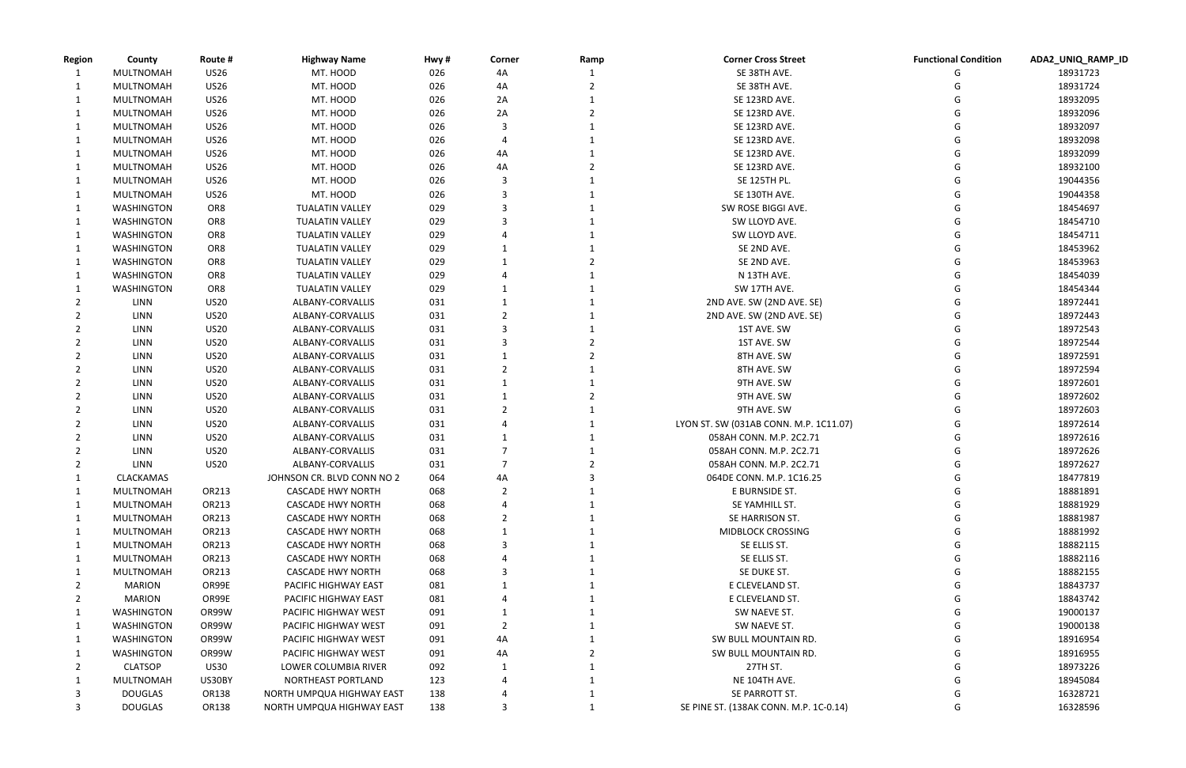| Region | County | Route # | Highway Name | Hwy # | Corner | Ramp | Corner Cross Street | Functional Condition | ADA2_UNIQ_RAMP_ID |
|---|---|---|---|---|---|---|---|---|---|
| 1 | MULTNOMAH | US26 | MT. HOOD | 026 | 4A | 1 | SE 38TH AVE. | G | 18931723 |
| 1 | MULTNOMAH | US26 | MT. HOOD | 026 | 4A | 2 | SE 38TH AVE. | G | 18931724 |
| 1 | MULTNOMAH | US26 | MT. HOOD | 026 | 2A | 1 | SE 123RD AVE. | G | 18932095 |
| 1 | MULTNOMAH | US26 | MT. HOOD | 026 | 2A | 2 | SE 123RD AVE. | G | 18932096 |
| 1 | MULTNOMAH | US26 | MT. HOOD | 026 | 3 | 1 | SE 123RD AVE. | G | 18932097 |
| 1 | MULTNOMAH | US26 | MT. HOOD | 026 | 4 | 1 | SE 123RD AVE. | G | 18932098 |
| 1 | MULTNOMAH | US26 | MT. HOOD | 026 | 4A | 1 | SE 123RD AVE. | G | 18932099 |
| 1 | MULTNOMAH | US26 | MT. HOOD | 026 | 4A | 2 | SE 123RD AVE. | G | 18932100 |
| 1 | MULTNOMAH | US26 | MT. HOOD | 026 | 3 | 1 | SE 125TH PL. | G | 19044356 |
| 1 | MULTNOMAH | US26 | MT. HOOD | 026 | 3 | 1 | SE 130TH AVE. | G | 19044358 |
| 1 | WASHINGTON | OR8 | TUALATIN VALLEY | 029 | 3 | 1 | SW ROSE BIGGI AVE. | G | 18454697 |
| 1 | WASHINGTON | OR8 | TUALATIN VALLEY | 029 | 3 | 1 | SW LLOYD AVE. | G | 18454710 |
| 1 | WASHINGTON | OR8 | TUALATIN VALLEY | 029 | 4 | 1 | SW LLOYD AVE. | G | 18454711 |
| 1 | WASHINGTON | OR8 | TUALATIN VALLEY | 029 | 1 | 1 | SE 2ND AVE. | G | 18453962 |
| 1 | WASHINGTON | OR8 | TUALATIN VALLEY | 029 | 1 | 2 | SE 2ND AVE. | G | 18453963 |
| 1 | WASHINGTON | OR8 | TUALATIN VALLEY | 029 | 4 | 1 | N 13TH AVE. | G | 18454039 |
| 1 | WASHINGTON | OR8 | TUALATIN VALLEY | 029 | 1 | 1 | SW 17TH AVE. | G | 18454344 |
| 2 | LINN | US20 | ALBANY-CORVALLIS | 031 | 1 | 1 | 2ND AVE. SW (2ND AVE. SE) | G | 18972441 |
| 2 | LINN | US20 | ALBANY-CORVALLIS | 031 | 2 | 1 | 2ND AVE. SW (2ND AVE. SE) | G | 18972443 |
| 2 | LINN | US20 | ALBANY-CORVALLIS | 031 | 3 | 1 | 1ST AVE. SW | G | 18972543 |
| 2 | LINN | US20 | ALBANY-CORVALLIS | 031 | 3 | 2 | 1ST AVE. SW | G | 18972544 |
| 2 | LINN | US20 | ALBANY-CORVALLIS | 031 | 1 | 2 | 8TH AVE. SW | G | 18972591 |
| 2 | LINN | US20 | ALBANY-CORVALLIS | 031 | 2 | 1 | 8TH AVE. SW | G | 18972594 |
| 2 | LINN | US20 | ALBANY-CORVALLIS | 031 | 1 | 1 | 9TH AVE. SW | G | 18972601 |
| 2 | LINN | US20 | ALBANY-CORVALLIS | 031 | 1 | 2 | 9TH AVE. SW | G | 18972602 |
| 2 | LINN | US20 | ALBANY-CORVALLIS | 031 | 2 | 1 | 9TH AVE. SW | G | 18972603 |
| 2 | LINN | US20 | ALBANY-CORVALLIS | 031 | 4 | 1 | LYON ST. SW (031AB CONN. M.P. 1C11.07) | G | 18972614 |
| 2 | LINN | US20 | ALBANY-CORVALLIS | 031 | 1 | 1 | 058AH CONN. M.P. 2C2.71 | G | 18972616 |
| 2 | LINN | US20 | ALBANY-CORVALLIS | 031 | 7 | 1 | 058AH CONN. M.P. 2C2.71 | G | 18972626 |
| 2 | LINN | US20 | ALBANY-CORVALLIS | 031 | 7 | 2 | 058AH CONN. M.P. 2C2.71 | G | 18972627 |
| 1 | CLACKAMAS | | JOHNSON CR. BLVD CONN NO 2 | 064 | 4A | 3 | 064DE CONN. M.P. 1C16.25 | G | 18477819 |
| 1 | MULTNOMAH | OR213 | CASCADE HWY NORTH | 068 | 2 | 1 | E BURNSIDE ST. | G | 18881891 |
| 1 | MULTNOMAH | OR213 | CASCADE HWY NORTH | 068 | 4 | 1 | SE YAMHILL ST. | G | 18881929 |
| 1 | MULTNOMAH | OR213 | CASCADE HWY NORTH | 068 | 2 | 1 | SE HARRISON ST. | G | 18881987 |
| 1 | MULTNOMAH | OR213 | CASCADE HWY NORTH | 068 | 1 | 1 | MIDBLOCK CROSSING | G | 18881992 |
| 1 | MULTNOMAH | OR213 | CASCADE HWY NORTH | 068 | 3 | 1 | SE ELLIS ST. | G | 18882115 |
| 1 | MULTNOMAH | OR213 | CASCADE HWY NORTH | 068 | 4 | 1 | SE ELLIS ST. | G | 18882116 |
| 1 | MULTNOMAH | OR213 | CASCADE HWY NORTH | 068 | 3 | 1 | SE DUKE ST. | G | 18882155 |
| 2 | MARION | OR99E | PACIFIC HIGHWAY EAST | 081 | 1 | 1 | E CLEVELAND ST. | G | 18843737 |
| 2 | MARION | OR99E | PACIFIC HIGHWAY EAST | 081 | 4 | 1 | E CLEVELAND ST. | G | 18843742 |
| 1 | WASHINGTON | OR99W | PACIFIC HIGHWAY WEST | 091 | 1 | 1 | SW NAEVE ST. | G | 19000137 |
| 1 | WASHINGTON | OR99W | PACIFIC HIGHWAY WEST | 091 | 2 | 1 | SW NAEVE ST. | G | 19000138 |
| 1 | WASHINGTON | OR99W | PACIFIC HIGHWAY WEST | 091 | 4A | 1 | SW BULL MOUNTAIN RD. | G | 18916954 |
| 1 | WASHINGTON | OR99W | PACIFIC HIGHWAY WEST | 091 | 4A | 2 | SW BULL MOUNTAIN RD. | G | 18916955 |
| 2 | CLATSOP | US30 | LOWER COLUMBIA RIVER | 092 | 1 | 1 | 27TH ST. | G | 18973226 |
| 1 | MULTNOMAH | US30BY | NORTHEAST PORTLAND | 123 | 4 | 1 | NE 104TH AVE. | G | 18945084 |
| 3 | DOUGLAS | OR138 | NORTH UMPQUA HIGHWAY EAST | 138 | 4 | 1 | SE PARROTT ST. | G | 16328721 |
| 3 | DOUGLAS | OR138 | NORTH UMPQUA HIGHWAY EAST | 138 | 3 | 1 | SE PINE ST. (138AK CONN. M.P. 1C-0.14) | G | 16328596 |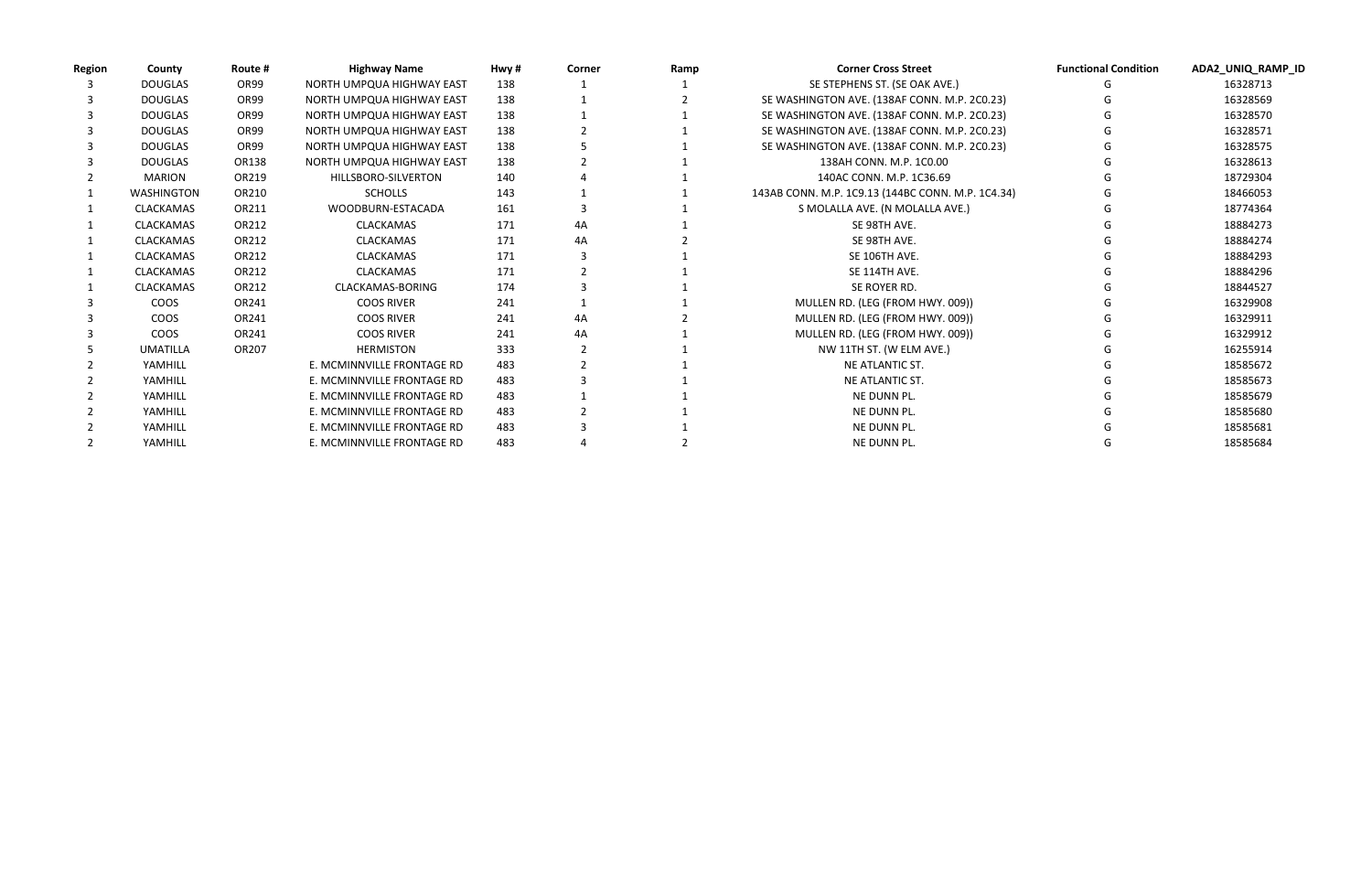| Region | County | Route # | Highway Name | Hwy # | Corner | Ramp | Corner Cross Street | Functional Condition | ADA2_UNIQ_RAMP_ID |
|---|---|---|---|---|---|---|---|---|---|
| 3 | DOUGLAS | OR99 | NORTH UMPQUA HIGHWAY EAST | 138 | 1 | 1 | SE STEPHENS ST. (SE OAK AVE.) | G | 16328713 |
| 3 | DOUGLAS | OR99 | NORTH UMPQUA HIGHWAY EAST | 138 | 1 | 2 | SE WASHINGTON AVE. (138AF CONN. M.P. 2C0.23) | G | 16328569 |
| 3 | DOUGLAS | OR99 | NORTH UMPQUA HIGHWAY EAST | 138 | 1 | 1 | SE WASHINGTON AVE. (138AF CONN. M.P. 2C0.23) | G | 16328570 |
| 3 | DOUGLAS | OR99 | NORTH UMPQUA HIGHWAY EAST | 138 | 2 | 1 | SE WASHINGTON AVE. (138AF CONN. M.P. 2C0.23) | G | 16328571 |
| 3 | DOUGLAS | OR99 | NORTH UMPQUA HIGHWAY EAST | 138 | 5 | 1 | SE WASHINGTON AVE. (138AF CONN. M.P. 2C0.23) | G | 16328575 |
| 3 | DOUGLAS | OR138 | NORTH UMPQUA HIGHWAY EAST | 138 | 2 | 1 | 138AH CONN. M.P. 1C0.00 | G | 16328613 |
| 2 | MARION | OR219 | HILLSBORO-SILVERTON | 140 | 4 | 1 | 140AC CONN. M.P. 1C36.69 | G | 18729304 |
| 1 | WASHINGTON | OR210 | SCHOLLS | 143 | 1 | 1 | 143AB CONN. M.P. 1C9.13 (144BC CONN. M.P. 1C4.34) | G | 18466053 |
| 1 | CLACKAMAS | OR211 | WOODBURN-ESTACADA | 161 | 3 | 1 | S MOLALLA AVE. (N MOLALLA AVE.) | G | 18774364 |
| 1 | CLACKAMAS | OR212 | CLACKAMAS | 171 | 4A | 1 | SE 98TH AVE. | G | 18884273 |
| 1 | CLACKAMAS | OR212 | CLACKAMAS | 171 | 4A | 2 | SE 98TH AVE. | G | 18884274 |
| 1 | CLACKAMAS | OR212 | CLACKAMAS | 171 | 3 | 1 | SE 106TH AVE. | G | 18884293 |
| 1 | CLACKAMAS | OR212 | CLACKAMAS | 171 | 2 | 1 | SE 114TH AVE. | G | 18884296 |
| 1 | CLACKAMAS | OR212 | CLACKAMAS-BORING | 174 | 3 | 1 | SE ROYER RD. | G | 18844527 |
| 3 | COOS | OR241 | COOS RIVER | 241 | 1 | 1 | MULLEN RD. (LEG (FROM HWY. 009)) | G | 16329908 |
| 3 | COOS | OR241 | COOS RIVER | 241 | 4A | 2 | MULLEN RD. (LEG (FROM HWY. 009)) | G | 16329911 |
| 3 | COOS | OR241 | COOS RIVER | 241 | 4A | 1 | MULLEN RD. (LEG (FROM HWY. 009)) | G | 16329912 |
| 5 | UMATILLA | OR207 | HERMISTON | 333 | 2 | 1 | NW 11TH ST. (W ELM AVE.) | G | 16255914 |
| 2 | YAMHILL | | E. MCMINNVILLE FRONTAGE RD | 483 | 2 | 1 | NE ATLANTIC ST. | G | 18585672 |
| 2 | YAMHILL | | E. MCMINNVILLE FRONTAGE RD | 483 | 3 | 1 | NE ATLANTIC ST. | G | 18585673 |
| 2 | YAMHILL | | E. MCMINNVILLE FRONTAGE RD | 483 | 1 | 1 | NE DUNN PL. | G | 18585679 |
| 2 | YAMHILL | | E. MCMINNVILLE FRONTAGE RD | 483 | 2 | 1 | NE DUNN PL. | G | 18585680 |
| 2 | YAMHILL | | E. MCMINNVILLE FRONTAGE RD | 483 | 3 | 1 | NE DUNN PL. | G | 18585681 |
| 2 | YAMHILL | | E. MCMINNVILLE FRONTAGE RD | 483 | 4 | 2 | NE DUNN PL. | G | 18585684 |